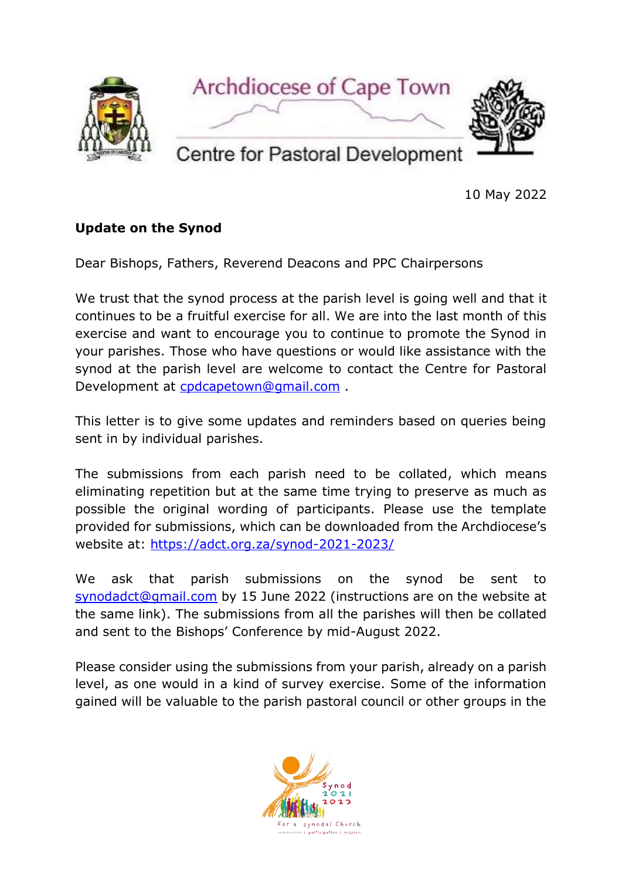Archdiocese of Cape Town

Centre for Pastoral Development

10 May 2022

**Update on the Synod**

Dear Bishops, Fathers, Reverend Deacons and PPC Chairpersons

We trust that the synod process at the parish level is going well and that it continues to be a fruitful exercise for all. We are into the last month of this exercise and want to encourage you to continue to promote the Synod in your parishes. Those who have questions or would like assistance with the synod at the parish level are welcome to contact the Centre for Pastoral Development at cpdcapetown@gmail.com .

This letter is to give some updates and reminders based on queries being sent in by individual parishes.

The submissions from each parish need to be collated, which means eliminating repetition but at the same time trying to preserve as much as possible the original wording of participants. Please use the template provided for submissions, which can be downloaded from the Archdiocese's website at: https://adct.org.za/synod-2021-2023/

We ask that parish submissions on the synod be sent to synodadct@gmail.com by 15 June 2022 (instructions are on the website at the same link). The submissions from all the parishes will then be collated and sent to the Bishops' Conference by mid-August 2022.

Please consider using the submissions from your parish, already on a parish level, as one would in a kind of survey exercise. Some of the information gained will be valuable to the parish pastoral council or other groups in the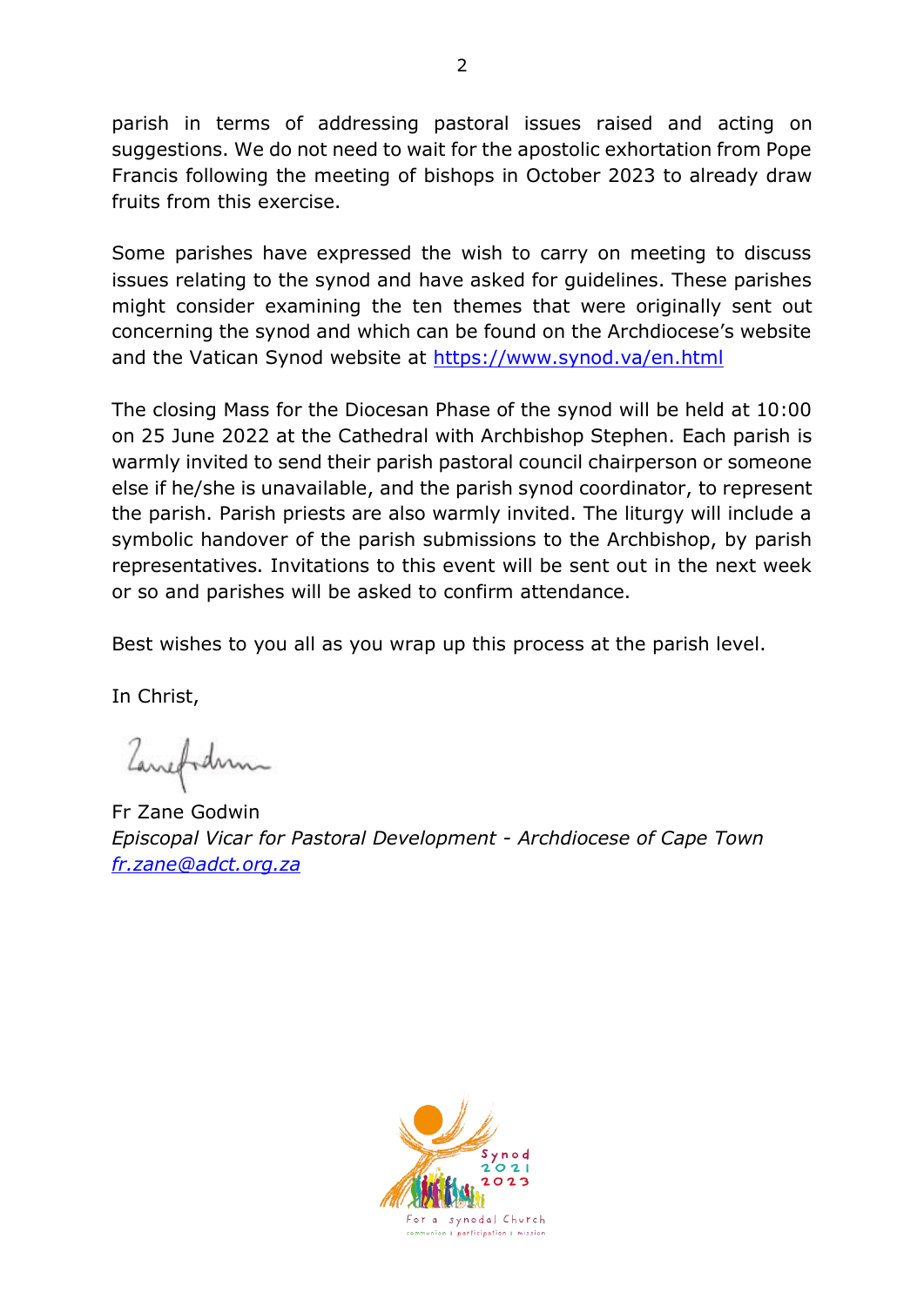parish in terms of addressing pastoral issues raised and acting on suggestions. We do not need to wait for the apostolic exhortation from Pope Francis following the meeting of bishops in October 2023 to already draw fruits from this exercise.

Some parishes have expressed the wish to carry on meeting to discuss issues relating to the synod and have asked for guidelines. These parishes might consider examining the ten themes that were originally sent out concerning the synod and which can be found on the Archdiocese's website and the Vatican Synod website at https://www.synod.va/en.html

The closing Mass for the Diocesan Phase of the synod will be held at 10:00 on 25 June 2022 at the Cathedral with Archbishop Stephen. Each parish is warmly invited to send their parish pastoral council chairperson or someone else if he/she is unavailable, and the parish synod coordinator, to represent the parish. Parish priests are also warmly invited. The liturgy will include a symbolic handover of the parish submissions to the Archbishop, by parish representatives. Invitations to this event will be sent out in the next week or so and parishes will be asked to confirm attendance.

Best wishes to you all as you wrap up this process at the parish level.

In Christ,

Fr Zane Godwin
*Episcopal Vicar for Pastoral Development - Archdiocese of Cape Town*
*fr.zane@adct.org.za*

Synod 2021 2023
For a synodal Church
communion | participation | mission